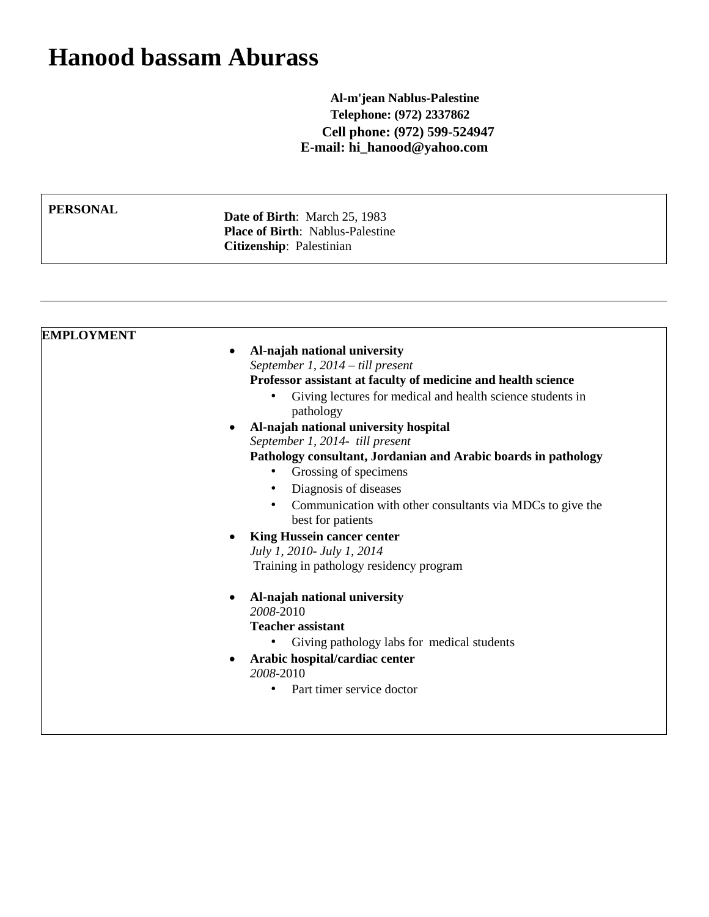# Hanood bassam Aburass

**Al-m'jean Nablus-Palestine**
**Telephone: (972) 2337862**
**Cell phone: (972) 599-524947**
**E-mail: hi_hanood@yahoo.com**

## PERSONAL

**Date of Birth**: March 25, 1983
**Place of Birth**: Nablus-Palestine
**Citizenship**: Palestinian

---

## EMPLOYMENT

- **Al-najah national university**
  *September 1, 2014 – till present*
  **Professor assistant at faculty of medicine and health science**
  - Giving lectures for medical and health science students in pathology
- **Al-najah national university hospital**
  *September 1, 2014- till present*
  **Pathology consultant, Jordanian and Arabic boards in pathology**
  - Grossing of specimens
  - Diagnosis of diseases
  - Communication with other consultants via MDCs to give the best for patients
- **King Hussein cancer center**
  *July 1, 2010- July 1, 2014*
  Training in pathology residency program
- **Al-najah national university**
  *2008*-2010
  **Teacher assistant**
  - Giving pathology labs for medical students
- **Arabic hospital/cardiac center**
  *2008*-2010
  - Part timer service doctor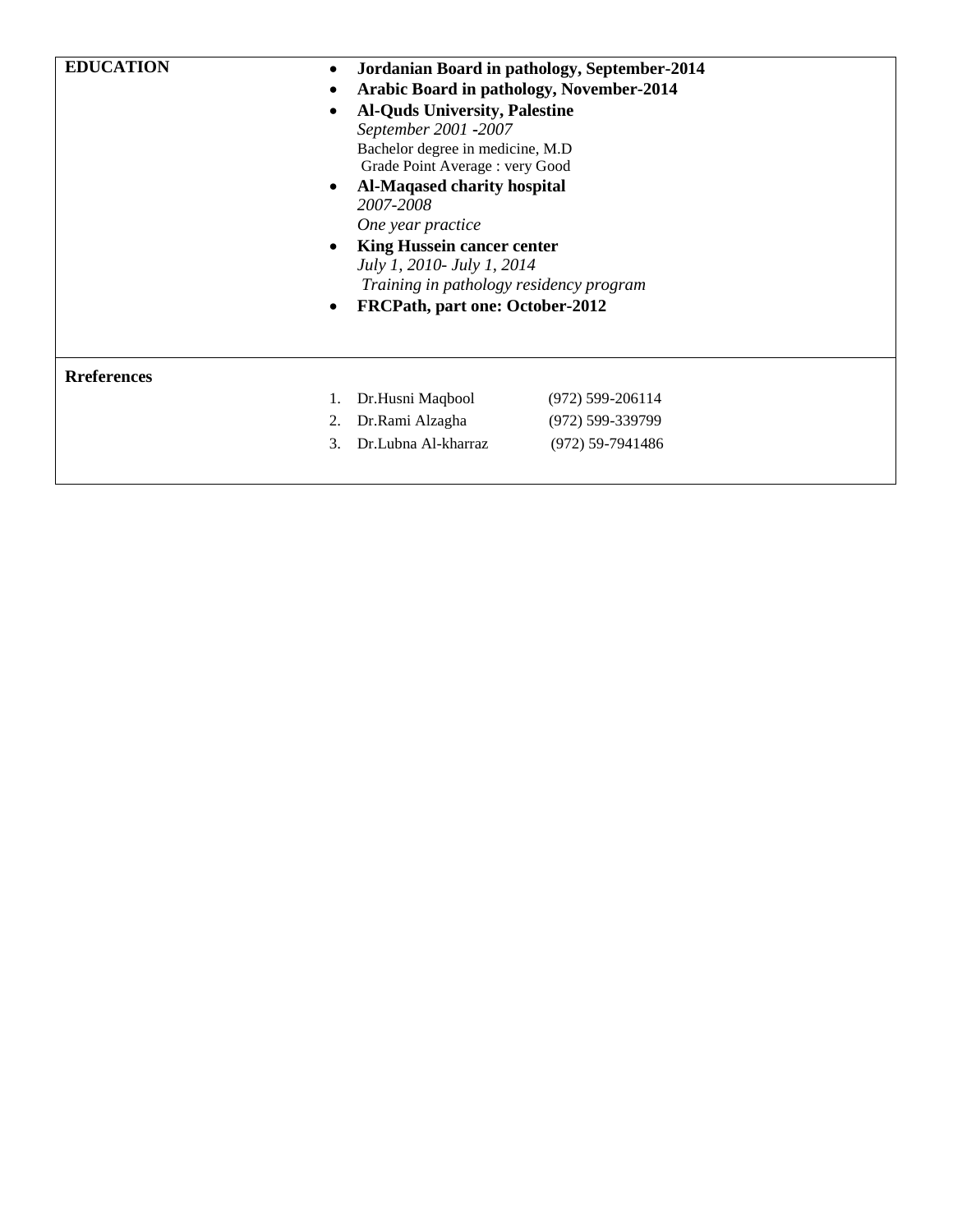## EDUCATION

- **Jordanian Board in pathology, September-2014**
- **Arabic Board in pathology, November-2014**
- **Al-Quds University, Palestine**
  *September 2001 -2007*
  Bachelor degree in medicine, M.D
  Grade Point Average : very Good
- **Al-Maqased charity hospital**
  *2007-2008*
  *One year practice*
- **King Hussein cancer center**
  *July 1, 2010- July 1, 2014*
  *Training in pathology residency program*
- **FRCPath, part one: October-2012**

## Rreferences

1. Dr.Husni Maqbool (972) 599-206114
2. Dr.Rami Alzagha (972) 599-339799
3. Dr.Lubna Al-kharraz (972) 59-7941486